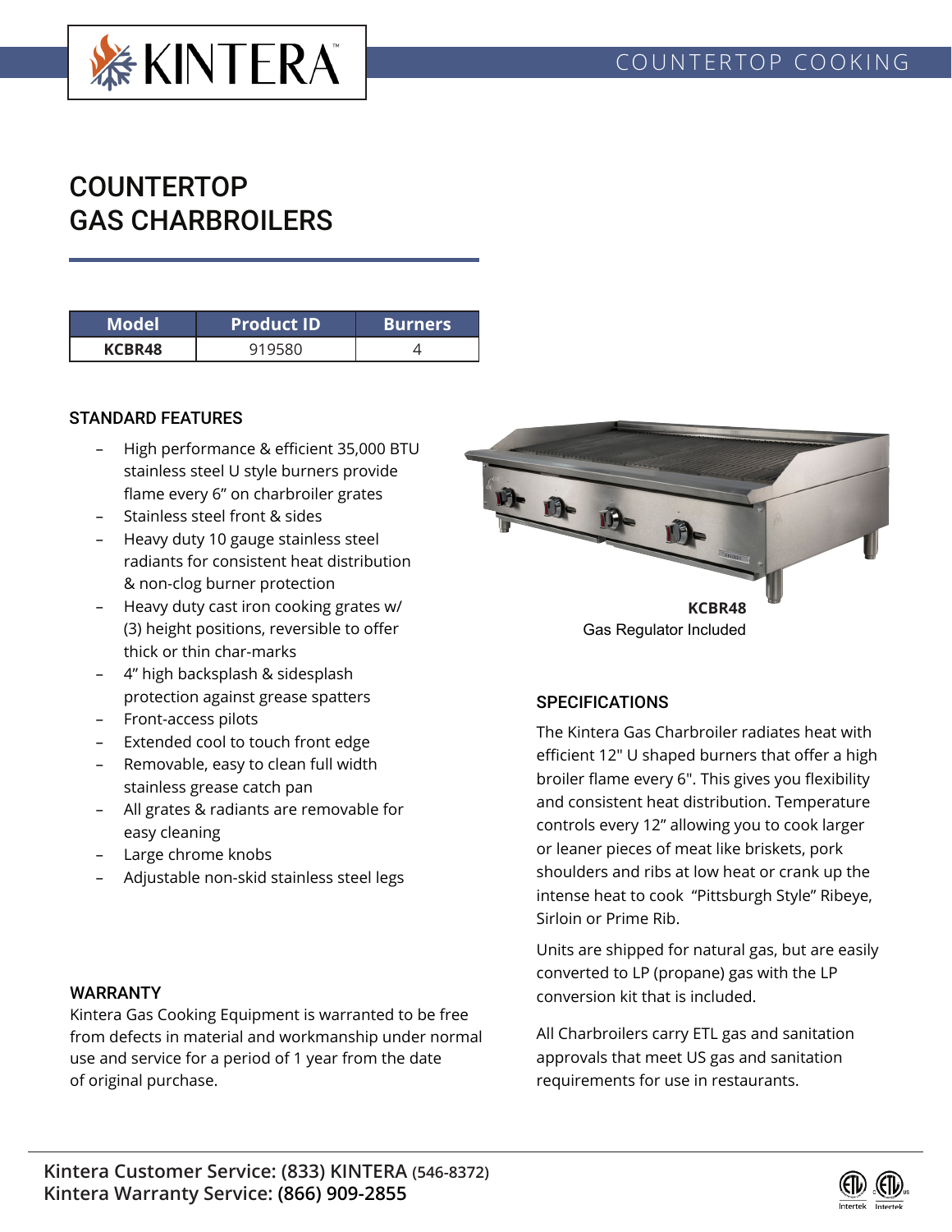# COUNTERTOP GAS CHARBROILERS

| Model | Product ID | Burners |
|---|---|---|
| **KCBR48** | 919580 | 4 |

## STANDARD FEATURES

- High performance & efficient 35,000 BTU stainless steel U style burners provide flame every 6" on charbroiler grates
- Stainless steel front & sides
- Heavy duty 10 gauge stainless steel radiants for consistent heat distribution & non-clog burner protection
- Heavy duty cast iron cooking grates w/ (3) height positions, reversible to offer thick or thin char-marks
- 4" high backsplash & sidesplash protection against grease spatters
- Front-access pilots
- Extended cool to touch front edge
- Removable, easy to clean full width stainless steel grease catch pan
- All grates & radiants are removable for easy cleaning
- Large chrome knobs
- Adjustable non-skid stainless steel legs

**KCBR48**
Gas Regulator Included

## SPECIFICATIONS

The Kintera Gas Charbroiler radiates heat with efficient 12" U shaped burners that offer a high broiler flame every 6". This gives you flexibility and consistent heat distribution. Temperature controls every 12" allowing you to cook larger or leaner pieces of meat like briskets, pork shoulders and ribs at low heat or crank up the intense heat to cook "Pittsburgh Style" Ribeye, Sirloin or Prime Rib.

Units are shipped for natural gas, but are easily converted to LP (propane) gas with the LP conversion kit that is included.

All Charbroilers carry ETL gas and sanitation approvals that meet US gas and sanitation requirements for use in restaurants.

## WARRANTY

Kintera Gas Cooking Equipment is warranted to be free from defects in material and workmanship under normal use and service for a period of 1 year from the date of original purchase.

**Kintera Customer Service: (833) KINTERA (546-8372)**
**Kintera Warranty Service: (866) 909-2855**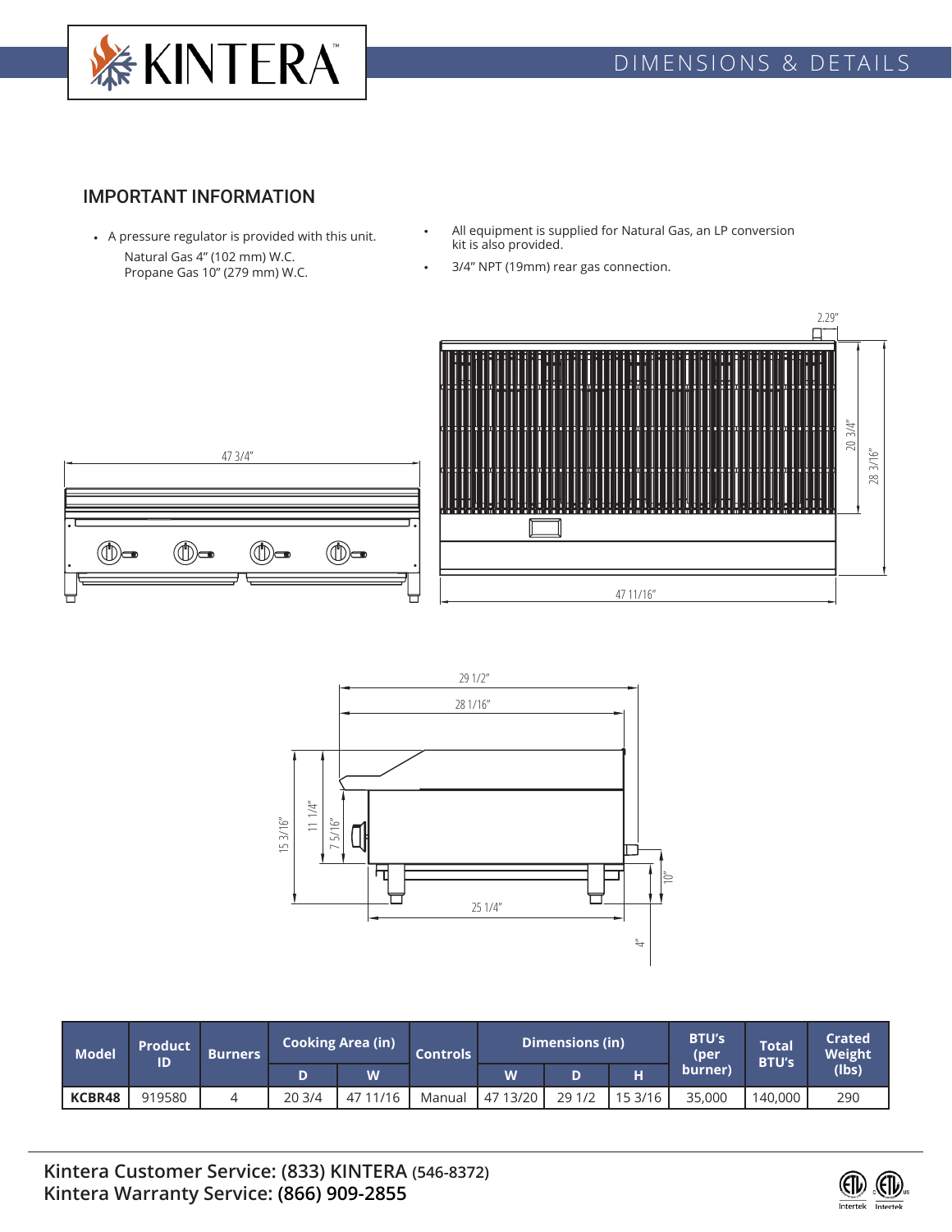# DIMENSIONS & DETAILS

## IMPORTANT INFORMATION

- A pressure regulator is provided with this unit.
  Natural Gas 4" (102 mm) W.C.
  Propane Gas 10" (279 mm) W.C.
- All equipment is supplied for Natural Gas, an LP conversion kit is also provided.
- 3/4" NPT (19mm) rear gas connection.

2.29"
47 3/4"
20 3/4"
28 3/16"
47 11/16"

29 1/2"
28 1/16"
15 3/16"
11 1/4"
7 5/16"
25 1/4"
10"
4"

| Model | Product ID | Burners | Cooking Area (in) | | Controls | Dimensions (in) | | | BTU's (per burner) | Total BTU's | Crated Weight (lbs) |
|---|---|---|---|---|---|---|---|---|---|---|---|
| | | | D | W | | W | D | H | | | |
| **KCBR48** | 919580 | 4 | 20 3/4 | 47 11/16 | Manual | 47 13/20 | 29 1/2 | 15 3/16 | 35,000 | 140,000 | 290 |

**Kintera Customer Service: (833) KINTERA (546-8372)**
**Kintera Warranty Service: (866) 909-2855**